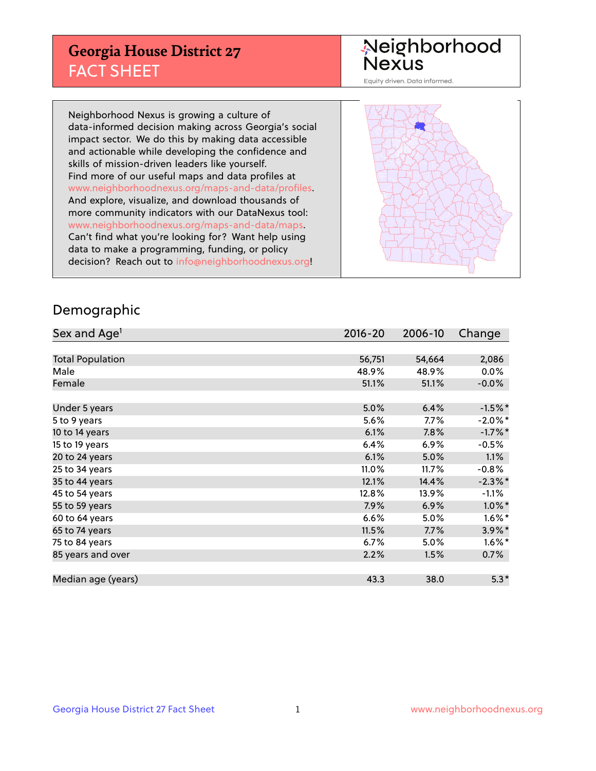# Georgia House District 27
## FACT SHEET

Neighborhood Nexus
Equity driven. Data informed.

Neighborhood Nexus is growing a culture of data-informed decision making across Georgia's social impact sector. We do this by making data accessible and actionable while developing the confidence and skills of mission-driven leaders like yourself. Find more of our useful maps and data profiles at www.neighborhoodnexus.org/maps-and-data/profiles. And explore, visualize, and download thousands of more community indicators with our DataNexus tool: www.neighborhoodnexus.org/maps-and-data/maps. Can't find what you're looking for? Want help using data to make a programming, funding, or policy decision? Reach out to info@neighborhoodnexus.org!

## Demographic

| Sex and Age[1] | 2016-20 | 2006-10 | Change |
|---|---|---|---|
| Total Population | 56,751 | 54,664 | 2,086 |
| Male | 48.9% | 48.9% | 0.0% |
| Female | 51.1% | 51.1% | -0.0% |
| Under 5 years | 5.0% | 6.4% | -1.5%* |
| 5 to 9 years | 5.6% | 7.7% | -2.0%* |
| 10 to 14 years | 6.1% | 7.8% | -1.7%* |
| 15 to 19 years | 6.4% | 6.9% | -0.5% |
| 20 to 24 years | 6.1% | 5.0% | 1.1% |
| 25 to 34 years | 11.0% | 11.7% | -0.8% |
| 35 to 44 years | 12.1% | 14.4% | -2.3%* |
| 45 to 54 years | 12.8% | 13.9% | -1.1% |
| 55 to 59 years | 7.9% | 6.9% | 1.0%* |
| 60 to 64 years | 6.6% | 5.0% | 1.6%* |
| 65 to 74 years | 11.5% | 7.7% | 3.9%* |
| 75 to 84 years | 6.7% | 5.0% | 1.6%* |
| 85 years and over | 2.2% | 1.5% | 0.7% |
| Median age (years) | 43.3 | 38.0 | 5.3* |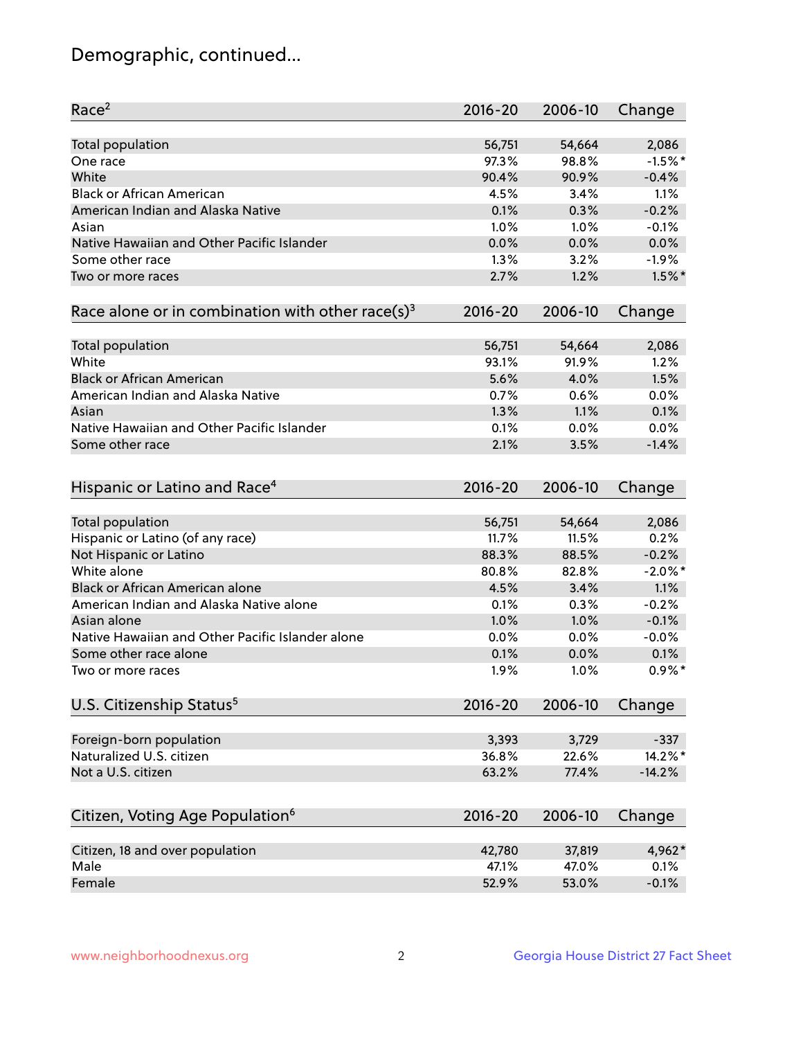# Demographic, continued...

| Race[2] | 2016-20 | 2006-10 | Change |
| --- | --- | --- | --- |
| Total population | 56,751 | 54,664 | 2,086 |
| One race | 97.3% | 98.8% | -1.5%* |
| White | 90.4% | 90.9% | -0.4% |
| Black or African American | 4.5% | 3.4% | 1.1% |
| American Indian and Alaska Native | 0.1% | 0.3% | -0.2% |
| Asian | 1.0% | 1.0% | -0.1% |
| Native Hawaiian and Other Pacific Islander | 0.0% | 0.0% | 0.0% |
| Some other race | 1.3% | 3.2% | -1.9% |
| Two or more races | 2.7% | 1.2% | 1.5%* |

| Race alone or in combination with other race(s)[3] | 2016-20 | 2006-10 | Change |
| --- | --- | --- | --- |
| Total population | 56,751 | 54,664 | 2,086 |
| White | 93.1% | 91.9% | 1.2% |
| Black or African American | 5.6% | 4.0% | 1.5% |
| American Indian and Alaska Native | 0.7% | 0.6% | 0.0% |
| Asian | 1.3% | 1.1% | 0.1% |
| Native Hawaiian and Other Pacific Islander | 0.1% | 0.0% | 0.0% |
| Some other race | 2.1% | 3.5% | -1.4% |

| Hispanic or Latino and Race[4] | 2016-20 | 2006-10 | Change |
| --- | --- | --- | --- |
| Total population | 56,751 | 54,664 | 2,086 |
| Hispanic or Latino (of any race) | 11.7% | 11.5% | 0.2% |
| Not Hispanic or Latino | 88.3% | 88.5% | -0.2% |
| White alone | 80.8% | 82.8% | -2.0%* |
| Black or African American alone | 4.5% | 3.4% | 1.1% |
| American Indian and Alaska Native alone | 0.1% | 0.3% | -0.2% |
| Asian alone | 1.0% | 1.0% | -0.1% |
| Native Hawaiian and Other Pacific Islander alone | 0.0% | 0.0% | -0.0% |
| Some other race alone | 0.1% | 0.0% | 0.1% |
| Two or more races | 1.9% | 1.0% | 0.9%* |

| U.S. Citizenship Status[5] | 2016-20 | 2006-10 | Change |
| --- | --- | --- | --- |
| Foreign-born population | 3,393 | 3,729 | -337 |
| Naturalized U.S. citizen | 36.8% | 22.6% | 14.2%* |
| Not a U.S. citizen | 63.2% | 77.4% | -14.2% |

| Citizen, Voting Age Population[6] | 2016-20 | 2006-10 | Change |
| --- | --- | --- | --- |
| Citizen, 18 and over population | 42,780 | 37,819 | 4,962* |
| Male | 47.1% | 47.0% | 0.1% |
| Female | 52.9% | 53.0% | -0.1% |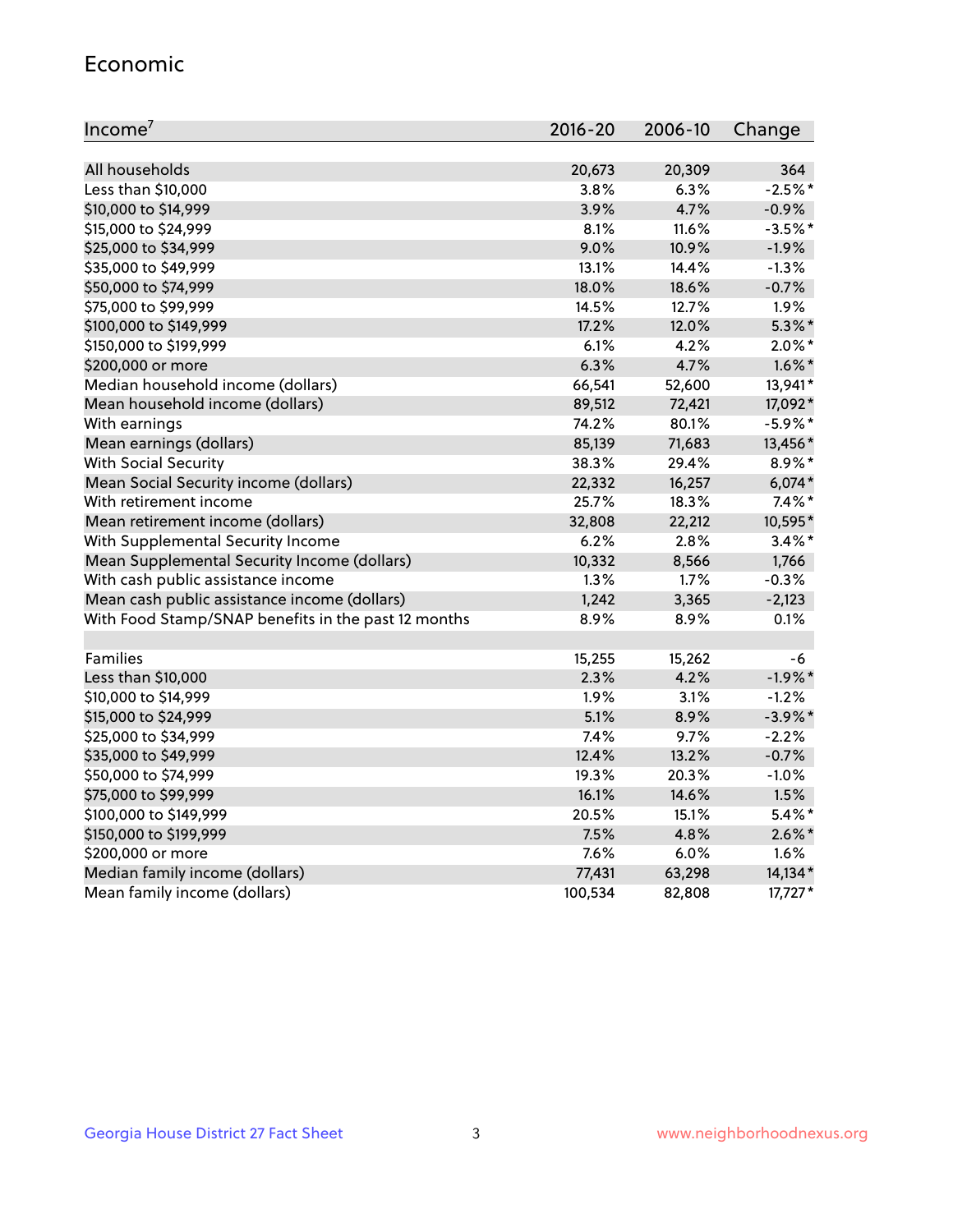## Economic

| Income[7] | 2016-20 | 2006-10 | Change |
|---|---|---|---|
| All households | 20,673 | 20,309 | 364 |
| Less than $10,000 | 3.8% | 6.3% | -2.5%* |
| $10,000 to $14,999 | 3.9% | 4.7% | -0.9% |
| $15,000 to $24,999 | 8.1% | 11.6% | -3.5%* |
| $25,000 to $34,999 | 9.0% | 10.9% | -1.9% |
| $35,000 to $49,999 | 13.1% | 14.4% | -1.3% |
| $50,000 to $74,999 | 18.0% | 18.6% | -0.7% |
| $75,000 to $99,999 | 14.5% | 12.7% | 1.9% |
| $100,000 to $149,999 | 17.2% | 12.0% | 5.3%* |
| $150,000 to $199,999 | 6.1% | 4.2% | 2.0%* |
| $200,000 or more | 6.3% | 4.7% | 1.6%* |
| Median household income (dollars) | 66,541 | 52,600 | 13,941* |
| Mean household income (dollars) | 89,512 | 72,421 | 17,092* |
| With earnings | 74.2% | 80.1% | -5.9%* |
| Mean earnings (dollars) | 85,139 | 71,683 | 13,456* |
| With Social Security | 38.3% | 29.4% | 8.9%* |
| Mean Social Security income (dollars) | 22,332 | 16,257 | 6,074* |
| With retirement income | 25.7% | 18.3% | 7.4%* |
| Mean retirement income (dollars) | 32,808 | 22,212 | 10,595* |
| With Supplemental Security Income | 6.2% | 2.8% | 3.4%* |
| Mean Supplemental Security Income (dollars) | 10,332 | 8,566 | 1,766 |
| With cash public assistance income | 1.3% | 1.7% | -0.3% |
| Mean cash public assistance income (dollars) | 1,242 | 3,365 | -2,123 |
| With Food Stamp/SNAP benefits in the past 12 months | 8.9% | 8.9% | 0.1% |
| | | | |
| Families | 15,255 | 15,262 | -6 |
| Less than $10,000 | 2.3% | 4.2% | -1.9%* |
| $10,000 to $14,999 | 1.9% | 3.1% | -1.2% |
| $15,000 to $24,999 | 5.1% | 8.9% | -3.9%* |
| $25,000 to $34,999 | 7.4% | 9.7% | -2.2% |
| $35,000 to $49,999 | 12.4% | 13.2% | -0.7% |
| $50,000 to $74,999 | 19.3% | 20.3% | -1.0% |
| $75,000 to $99,999 | 16.1% | 14.6% | 1.5% |
| $100,000 to $149,999 | 20.5% | 15.1% | 5.4%* |
| $150,000 to $199,999 | 7.5% | 4.8% | 2.6%* |
| $200,000 or more | 7.6% | 6.0% | 1.6% |
| Median family income (dollars) | 77,431 | 63,298 | 14,134* |
| Mean family income (dollars) | 100,534 | 82,808 | 17,727* |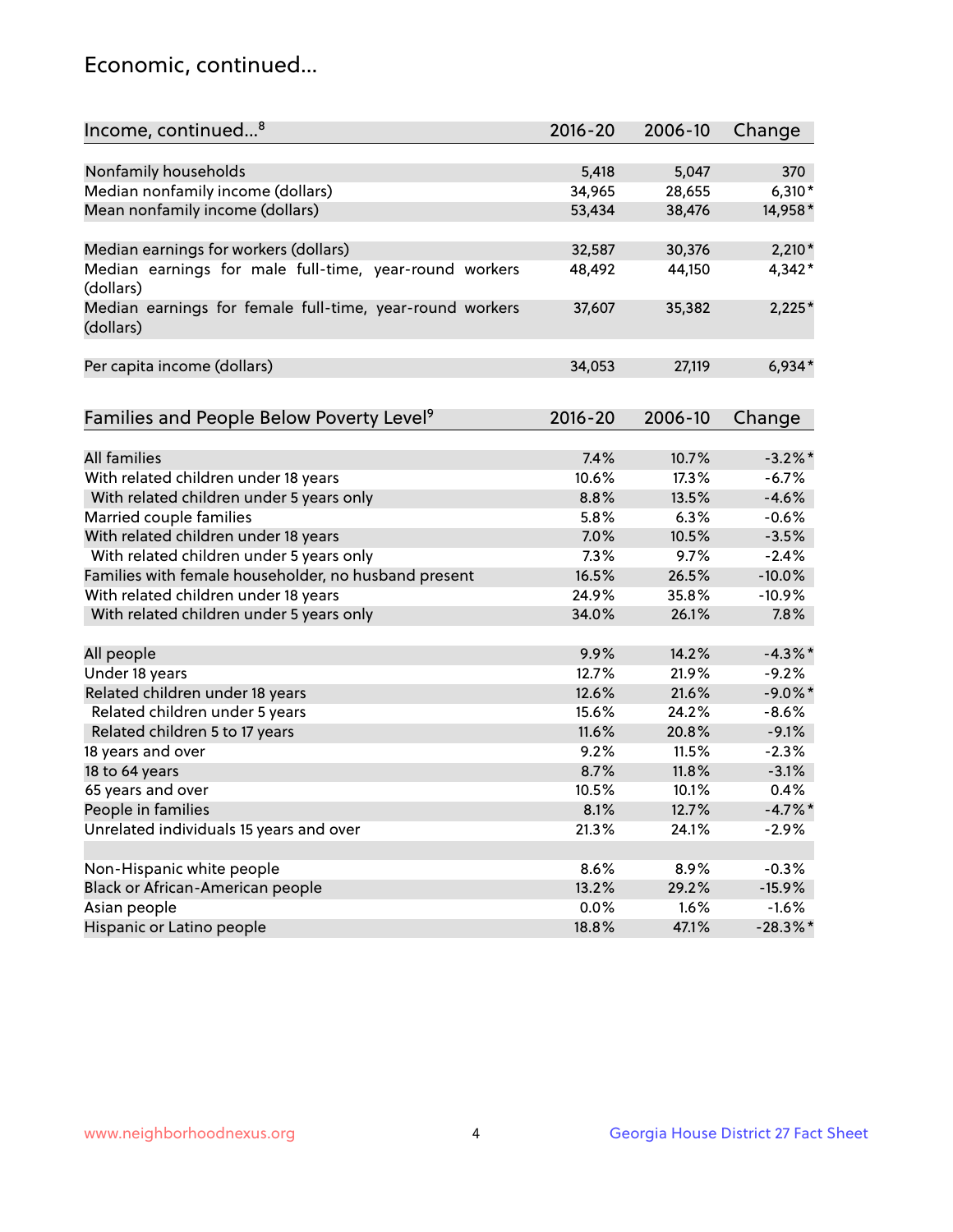## Economic, continued...

| Income, continued...[8] | 2016-20 | 2006-10 | Change |
|---|---|---|---|
| Nonfamily households | 5,418 | 5,047 | 370 |
| Median nonfamily income (dollars) | 34,965 | 28,655 | 6,310* |
| Mean nonfamily income (dollars) | 53,434 | 38,476 | 14,958* |
| Median earnings for workers (dollars) | 32,587 | 30,376 | 2,210* |
| Median earnings for male full-time, year-round workers (dollars) | 48,492 | 44,150 | 4,342* |
| Median earnings for female full-time, year-round workers (dollars) | 37,607 | 35,382 | 2,225* |
| Per capita income (dollars) | 34,053 | 27,119 | 6,934* |

| Families and People Below Poverty Level[9] | 2016-20 | 2006-10 | Change |
|---|---|---|---|
| All families | 7.4% | 10.7% | -3.2%* |
| With related children under 18 years | 10.6% | 17.3% | -6.7% |
| With related children under 5 years only | 8.8% | 13.5% | -4.6% |
| Married couple families | 5.8% | 6.3% | -0.6% |
| With related children under 18 years | 7.0% | 10.5% | -3.5% |
| With related children under 5 years only | 7.3% | 9.7% | -2.4% |
| Families with female householder, no husband present | 16.5% | 26.5% | -10.0% |
| With related children under 18 years | 24.9% | 35.8% | -10.9% |
| With related children under 5 years only | 34.0% | 26.1% | 7.8% |
| All people | 9.9% | 14.2% | -4.3%* |
| Under 18 years | 12.7% | 21.9% | -9.2% |
| Related children under 18 years | 12.6% | 21.6% | -9.0%* |
| Related children under 5 years | 15.6% | 24.2% | -8.6% |
| Related children 5 to 17 years | 11.6% | 20.8% | -9.1% |
| 18 years and over | 9.2% | 11.5% | -2.3% |
| 18 to 64 years | 8.7% | 11.8% | -3.1% |
| 65 years and over | 10.5% | 10.1% | 0.4% |
| People in families | 8.1% | 12.7% | -4.7%* |
| Unrelated individuals 15 years and over | 21.3% | 24.1% | -2.9% |
| Non-Hispanic white people | 8.6% | 8.9% | -0.3% |
| Black or African-American people | 13.2% | 29.2% | -15.9% |
| Asian people | 0.0% | 1.6% | -1.6% |
| Hispanic or Latino people | 18.8% | 47.1% | -28.3%* |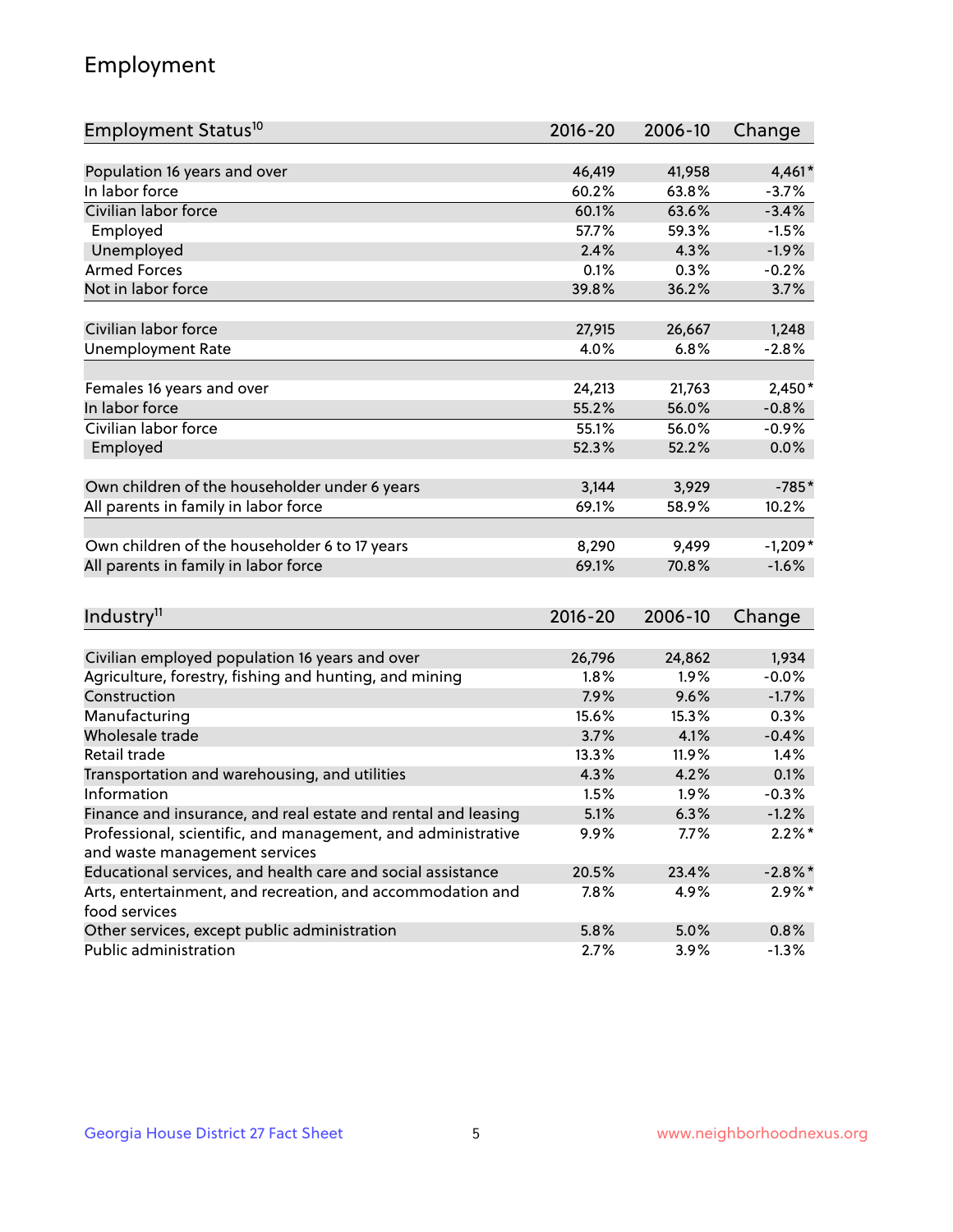# Employment

| Employment Status[10] | 2016-20 | 2006-10 | Change |
|---|---|---|---|
| Population 16 years and over | 46,419 | 41,958 | 4,461* |
| In labor force | 60.2% | 63.8% | -3.7% |
| Civilian labor force | 60.1% | 63.6% | -3.4% |
| Employed | 57.7% | 59.3% | -1.5% |
| Unemployed | 2.4% | 4.3% | -1.9% |
| Armed Forces | 0.1% | 0.3% | -0.2% |
| Not in labor force | 39.8% | 36.2% | 3.7% |
| | | | |
| Civilian labor force | 27,915 | 26,667 | 1,248 |
| Unemployment Rate | 4.0% | 6.8% | -2.8% |
| | | | |
| Females 16 years and over | 24,213 | 21,763 | 2,450* |
| In labor force | 55.2% | 56.0% | -0.8% |
| Civilian labor force | 55.1% | 56.0% | -0.9% |
| Employed | 52.3% | 52.2% | 0.0% |
| | | | |
| Own children of the householder under 6 years | 3,144 | 3,929 | -785* |
| All parents in family in labor force | 69.1% | 58.9% | 10.2% |
| | | | |
| Own children of the householder 6 to 17 years | 8,290 | 9,499 | -1,209* |
| All parents in family in labor force | 69.1% | 70.8% | -1.6% |

| Industry[11] | 2016-20 | 2006-10 | Change |
|---|---|---|---|
| Civilian employed population 16 years and over | 26,796 | 24,862 | 1,934 |
| Agriculture, forestry, fishing and hunting, and mining | 1.8% | 1.9% | -0.0% |
| Construction | 7.9% | 9.6% | -1.7% |
| Manufacturing | 15.6% | 15.3% | 0.3% |
| Wholesale trade | 3.7% | 4.1% | -0.4% |
| Retail trade | 13.3% | 11.9% | 1.4% |
| Transportation and warehousing, and utilities | 4.3% | 4.2% | 0.1% |
| Information | 1.5% | 1.9% | -0.3% |
| Finance and insurance, and real estate and rental and leasing | 5.1% | 6.3% | -1.2% |
| Professional, scientific, and management, and administrative and waste management services | 9.9% | 7.7% | 2.2%* |
| Educational services, and health care and social assistance | 20.5% | 23.4% | -2.8%* |
| Arts, entertainment, and recreation, and accommodation and food services | 7.8% | 4.9% | 2.9%* |
| Other services, except public administration | 5.8% | 5.0% | 0.8% |
| Public administration | 2.7% | 3.9% | -1.3% |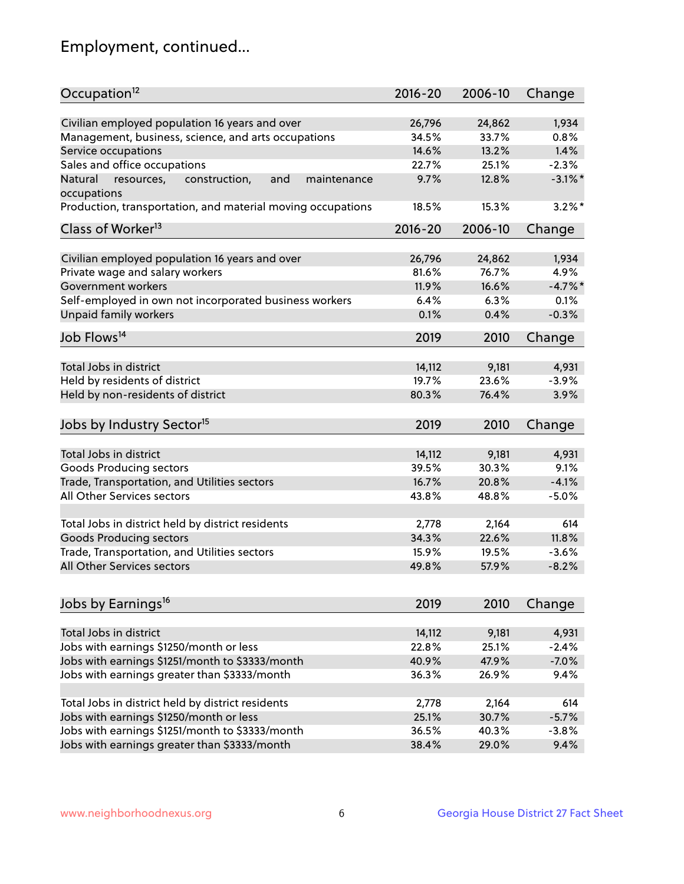## Employment, continued...

| Occupation[12] | 2016-20 | 2006-10 | Change |
|---|---|---|---|
| Civilian employed population 16 years and over | 26,796 | 24,862 | 1,934 |
| Management, business, science, and arts occupations | 34.5% | 33.7% | 0.8% |
| Service occupations | 14.6% | 13.2% | 1.4% |
| Sales and office occupations | 22.7% | 25.1% | -2.3% |
| Natural resources, construction, and maintenance occupations | 9.7% | 12.8% | -3.1%* |
| Production, transportation, and material moving occupations | 18.5% | 15.3% | 3.2%* |

| Class of Worker[13] | 2016-20 | 2006-10 | Change |
|---|---|---|---|
| Civilian employed population 16 years and over | 26,796 | 24,862 | 1,934 |
| Private wage and salary workers | 81.6% | 76.7% | 4.9% |
| Government workers | 11.9% | 16.6% | -4.7%* |
| Self-employed in own not incorporated business workers | 6.4% | 6.3% | 0.1% |
| Unpaid family workers | 0.1% | 0.4% | -0.3% |

| Job Flows[14] | 2019 | 2010 | Change |
|---|---|---|---|
| Total Jobs in district | 14,112 | 9,181 | 4,931 |
| Held by residents of district | 19.7% | 23.6% | -3.9% |
| Held by non-residents of district | 80.3% | 76.4% | 3.9% |

| Jobs by Industry Sector[15] | 2019 | 2010 | Change |
|---|---|---|---|
| Total Jobs in district | 14,112 | 9,181 | 4,931 |
| Goods Producing sectors | 39.5% | 30.3% | 9.1% |
| Trade, Transportation, and Utilities sectors | 16.7% | 20.8% | -4.1% |
| All Other Services sectors | 43.8% | 48.8% | -5.0% |
| | | | |
| Total Jobs in district held by district residents | 2,778 | 2,164 | 614 |
| Goods Producing sectors | 34.3% | 22.6% | 11.8% |
| Trade, Transportation, and Utilities sectors | 15.9% | 19.5% | -3.6% |
| All Other Services sectors | 49.8% | 57.9% | -8.2% |

| Jobs by Earnings[16] | 2019 | 2010 | Change |
|---|---|---|---|
| Total Jobs in district | 14,112 | 9,181 | 4,931 |
| Jobs with earnings $1250/month or less | 22.8% | 25.1% | -2.4% |
| Jobs with earnings $1251/month to $3333/month | 40.9% | 47.9% | -7.0% |
| Jobs with earnings greater than $3333/month | 36.3% | 26.9% | 9.4% |
| | | | |
| Total Jobs in district held by district residents | 2,778 | 2,164 | 614 |
| Jobs with earnings $1250/month or less | 25.1% | 30.7% | -5.7% |
| Jobs with earnings $1251/month to $3333/month | 36.5% | 40.3% | -3.8% |
| Jobs with earnings greater than $3333/month | 38.4% | 29.0% | 9.4% |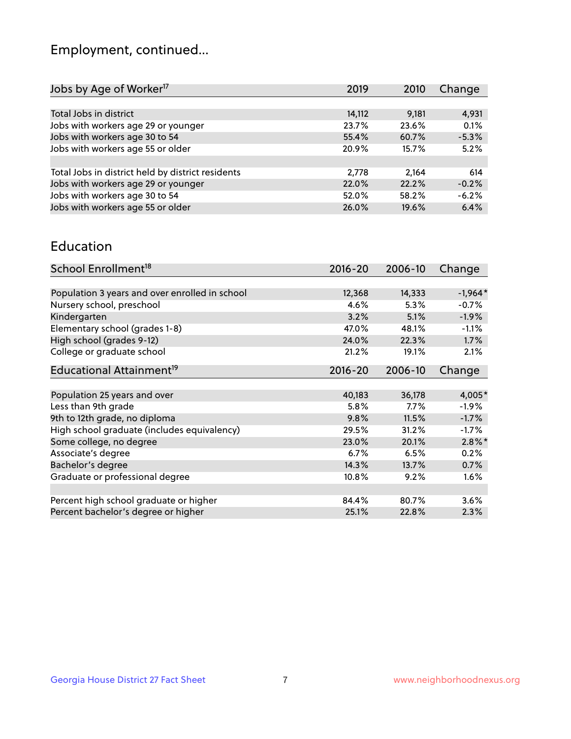## Employment, continued...

| Jobs by Age of Worker[17] | 2019 | 2010 | Change |
|---|---|---|---|
| Total Jobs in district | 14,112 | 9,181 | 4,931 |
| Jobs with workers age 29 or younger | 23.7% | 23.6% | 0.1% |
| Jobs with workers age 30 to 54 | 55.4% | 60.7% | -5.3% |
| Jobs with workers age 55 or older | 20.9% | 15.7% | 5.2% |
| | | | |
| Total Jobs in district held by district residents | 2,778 | 2,164 | 614 |
| Jobs with workers age 29 or younger | 22.0% | 22.2% | -0.2% |
| Jobs with workers age 30 to 54 | 52.0% | 58.2% | -6.2% |
| Jobs with workers age 55 or older | 26.0% | 19.6% | 6.4% |

## Education

| School Enrollment[18] | 2016-20 | 2006-10 | Change |
|---|---|---|---|
| Population 3 years and over enrolled in school | 12,368 | 14,333 | -1,964* |
| Nursery school, preschool | 4.6% | 5.3% | -0.7% |
| Kindergarten | 3.2% | 5.1% | -1.9% |
| Elementary school (grades 1-8) | 47.0% | 48.1% | -1.1% |
| High school (grades 9-12) | 24.0% | 22.3% | 1.7% |
| College or graduate school | 21.2% | 19.1% | 2.1% |

| Educational Attainment[19] | 2016-20 | 2006-10 | Change |
|---|---|---|---|
| Population 25 years and over | 40,183 | 36,178 | 4,005* |
| Less than 9th grade | 5.8% | 7.7% | -1.9% |
| 9th to 12th grade, no diploma | 9.8% | 11.5% | -1.7% |
| High school graduate (includes equivalency) | 29.5% | 31.2% | -1.7% |
| Some college, no degree | 23.0% | 20.1% | 2.8%* |
| Associate's degree | 6.7% | 6.5% | 0.2% |
| Bachelor's degree | 14.3% | 13.7% | 0.7% |
| Graduate or professional degree | 10.8% | 9.2% | 1.6% |
| | | | |
| Percent high school graduate or higher | 84.4% | 80.7% | 3.6% |
| Percent bachelor's degree or higher | 25.1% | 22.8% | 2.3% |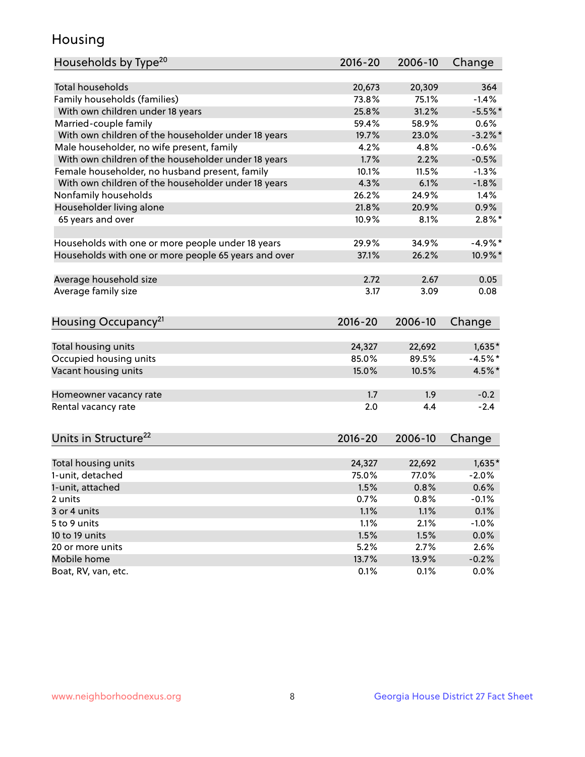## Housing

| Households by Type[20] | 2016-20 | 2006-10 | Change |
|---|---|---|---|
| Total households | 20,673 | 20,309 | 364 |
| Family households (families) | 73.8% | 75.1% | -1.4% |
| With own children under 18 years | 25.8% | 31.2% | -5.5%* |
| Married-couple family | 59.4% | 58.9% | 0.6% |
| With own children of the householder under 18 years | 19.7% | 23.0% | -3.2%* |
| Male householder, no wife present, family | 4.2% | 4.8% | -0.6% |
| With own children of the householder under 18 years | 1.7% | 2.2% | -0.5% |
| Female householder, no husband present, family | 10.1% | 11.5% | -1.3% |
| With own children of the householder under 18 years | 4.3% | 6.1% | -1.8% |
| Nonfamily households | 26.2% | 24.9% | 1.4% |
| Householder living alone | 21.8% | 20.9% | 0.9% |
| 65 years and over | 10.9% | 8.1% | 2.8%* |
| | | | |
| Households with one or more people under 18 years | 29.9% | 34.9% | -4.9%* |
| Households with one or more people 65 years and over | 37.1% | 26.2% | 10.9%* |
| | | | |
| Average household size | 2.72 | 2.67 | 0.05 |
| Average family size | 3.17 | 3.09 | 0.08 |

| Housing Occupancy[21] | 2016-20 | 2006-10 | Change |
|---|---|---|---|
| Total housing units | 24,327 | 22,692 | 1,635* |
| Occupied housing units | 85.0% | 89.5% | -4.5%* |
| Vacant housing units | 15.0% | 10.5% | 4.5%* |
| | | | |
| Homeowner vacancy rate | 1.7 | 1.9 | -0.2 |
| Rental vacancy rate | 2.0 | 4.4 | -2.4 |

| Units in Structure[22] | 2016-20 | 2006-10 | Change |
|---|---|---|---|
| Total housing units | 24,327 | 22,692 | 1,635* |
| 1-unit, detached | 75.0% | 77.0% | -2.0% |
| 1-unit, attached | 1.5% | 0.8% | 0.6% |
| 2 units | 0.7% | 0.8% | -0.1% |
| 3 or 4 units | 1.1% | 1.1% | 0.1% |
| 5 to 9 units | 1.1% | 2.1% | -1.0% |
| 10 to 19 units | 1.5% | 1.5% | 0.0% |
| 20 or more units | 5.2% | 2.7% | 2.6% |
| Mobile home | 13.7% | 13.9% | -0.2% |
| Boat, RV, van, etc. | 0.1% | 0.1% | 0.0% |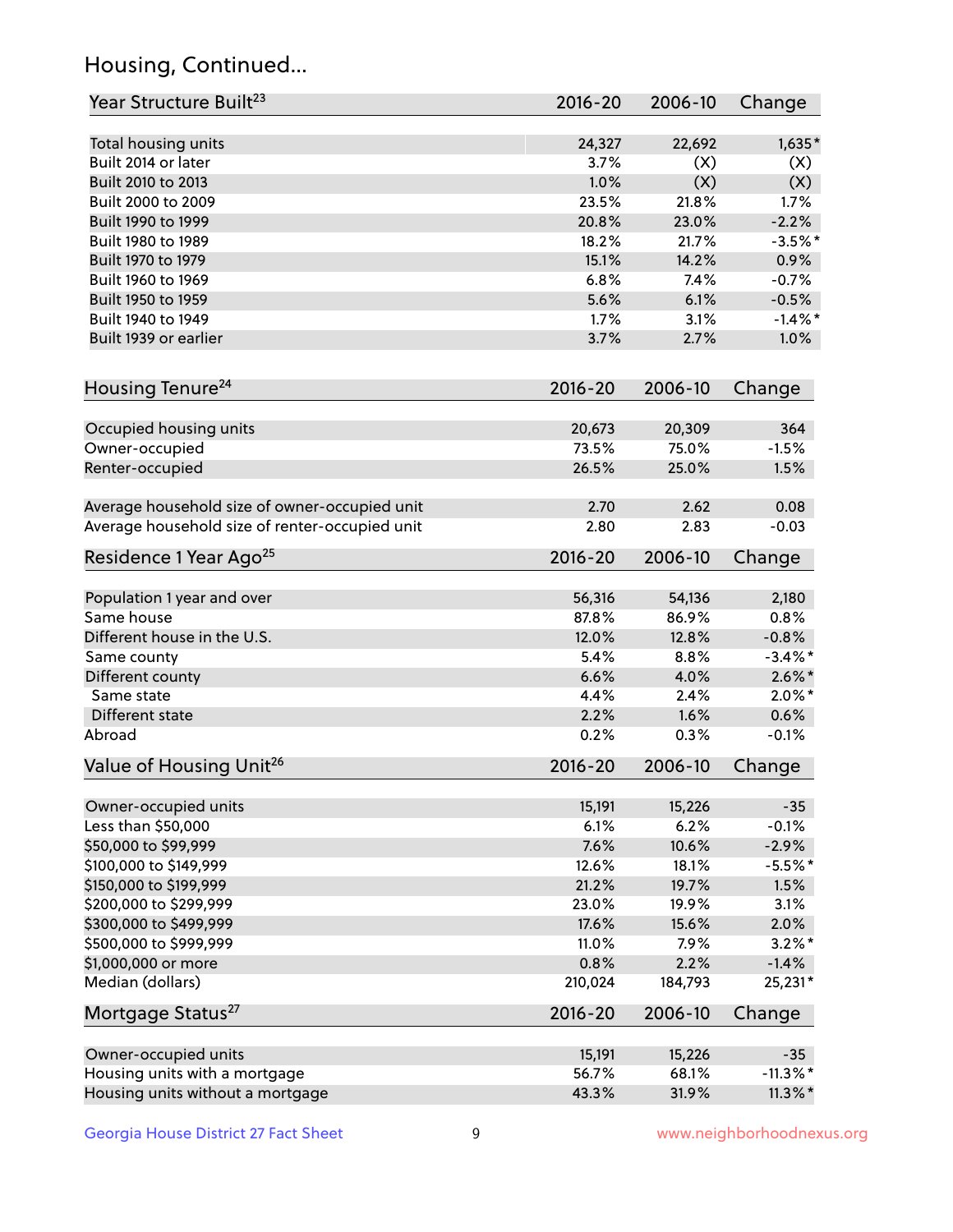## Housing, Continued...

| Year Structure Built[23] | 2016-20 | 2006-10 | Change |
|---|---|---|---|
| Total housing units | 24,327 | 22,692 | 1,635* |
| Built 2014 or later | 3.7% | (X) | (X) |
| Built 2010 to 2013 | 1.0% | (X) | (X) |
| Built 2000 to 2009 | 23.5% | 21.8% | 1.7% |
| Built 1990 to 1999 | 20.8% | 23.0% | -2.2% |
| Built 1980 to 1989 | 18.2% | 21.7% | -3.5%* |
| Built 1970 to 1979 | 15.1% | 14.2% | 0.9% |
| Built 1960 to 1969 | 6.8% | 7.4% | -0.7% |
| Built 1950 to 1959 | 5.6% | 6.1% | -0.5% |
| Built 1940 to 1949 | 1.7% | 3.1% | -1.4%* |
| Built 1939 or earlier | 3.7% | 2.7% | 1.0% |

| Housing Tenure[24] | 2016-20 | 2006-10 | Change |
|---|---|---|---|
| Occupied housing units | 20,673 | 20,309 | 364 |
| Owner-occupied | 73.5% | 75.0% | -1.5% |
| Renter-occupied | 26.5% | 25.0% | 1.5% |
| Average household size of owner-occupied unit | 2.70 | 2.62 | 0.08 |
| Average household size of renter-occupied unit | 2.80 | 2.83 | -0.03 |

| Residence 1 Year Ago[25] | 2016-20 | 2006-10 | Change |
|---|---|---|---|
| Population 1 year and over | 56,316 | 54,136 | 2,180 |
| Same house | 87.8% | 86.9% | 0.8% |
| Different house in the U.S. | 12.0% | 12.8% | -0.8% |
| Same county | 5.4% | 8.8% | -3.4%* |
| Different county | 6.6% | 4.0% | 2.6%* |
| Same state | 4.4% | 2.4% | 2.0%* |
| Different state | 2.2% | 1.6% | 0.6% |
| Abroad | 0.2% | 0.3% | -0.1% |

| Value of Housing Unit[26] | 2016-20 | 2006-10 | Change |
|---|---|---|---|
| Owner-occupied units | 15,191 | 15,226 | -35 |
| Less than $50,000 | 6.1% | 6.2% | -0.1% |
| $50,000 to $99,999 | 7.6% | 10.6% | -2.9% |
| $100,000 to $149,999 | 12.6% | 18.1% | -5.5%* |
| $150,000 to $199,999 | 21.2% | 19.7% | 1.5% |
| $200,000 to $299,999 | 23.0% | 19.9% | 3.1% |
| $300,000 to $499,999 | 17.6% | 15.6% | 2.0% |
| $500,000 to $999,999 | 11.0% | 7.9% | 3.2%* |
| $1,000,000 or more | 0.8% | 2.2% | -1.4% |
| Median (dollars) | 210,024 | 184,793 | 25,231* |

| Mortgage Status[27] | 2016-20 | 2006-10 | Change |
|---|---|---|---|
| Owner-occupied units | 15,191 | 15,226 | -35 |
| Housing units with a mortgage | 56.7% | 68.1% | -11.3%* |
| Housing units without a mortgage | 43.3% | 31.9% | 11.3%* |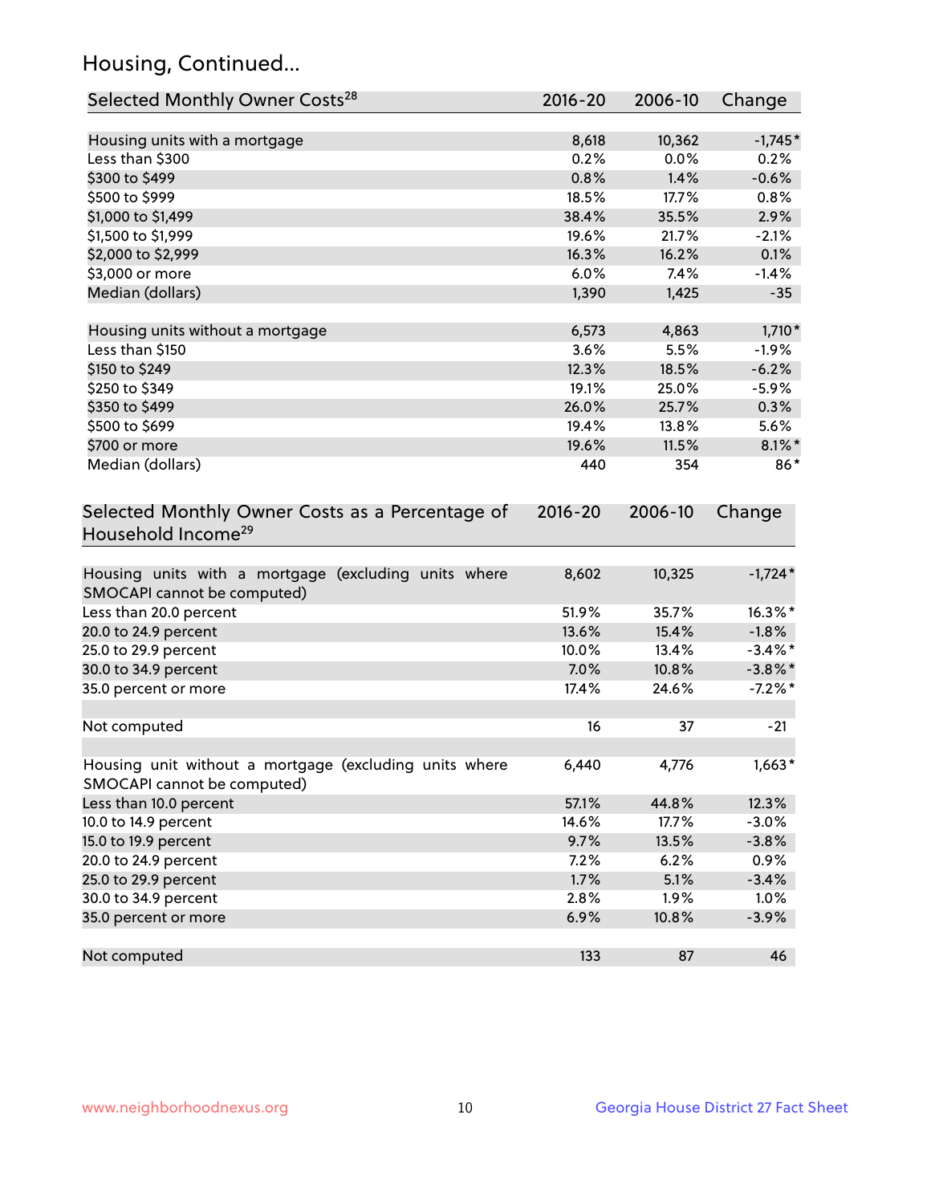## Housing, Continued...

| Selected Monthly Owner Costs[28] | 2016-20 | 2006-10 | Change |
|---|---|---|---|
| Housing units with a mortgage | 8,618 | 10,362 | -1,745* |
| Less than $300 | 0.2% | 0.0% | 0.2% |
| $300 to $499 | 0.8% | 1.4% | -0.6% |
| $500 to $999 | 18.5% | 17.7% | 0.8% |
| $1,000 to $1,499 | 38.4% | 35.5% | 2.9% |
| $1,500 to $1,999 | 19.6% | 21.7% | -2.1% |
| $2,000 to $2,999 | 16.3% | 16.2% | 0.1% |
| $3,000 or more | 6.0% | 7.4% | -1.4% |
| Median (dollars) | 1,390 | 1,425 | -35 |
| | | | |
| Housing units without a mortgage | 6,573 | 4,863 | 1,710* |
| Less than $150 | 3.6% | 5.5% | -1.9% |
| $150 to $249 | 12.3% | 18.5% | -6.2% |
| $250 to $349 | 19.1% | 25.0% | -5.9% |
| $350 to $499 | 26.0% | 25.7% | 0.3% |
| $500 to $699 | 19.4% | 13.8% | 5.6% |
| $700 or more | 19.6% | 11.5% | 8.1%* |
| Median (dollars) | 440 | 354 | 86* |

| Selected Monthly Owner Costs as a Percentage of Household Income[29] | 2016-20 | 2006-10 | Change |
|---|---|---|---|
| Housing units with a mortgage (excluding units where SMOCAPI cannot be computed) | 8,602 | 10,325 | -1,724* |
| Less than 20.0 percent | 51.9% | 35.7% | 16.3%* |
| 20.0 to 24.9 percent | 13.6% | 15.4% | -1.8% |
| 25.0 to 29.9 percent | 10.0% | 13.4% | -3.4%* |
| 30.0 to 34.9 percent | 7.0% | 10.8% | -3.8%* |
| 35.0 percent or more | 17.4% | 24.6% | -7.2%* |
| | | | |
| Not computed | 16 | 37 | -21 |
| | | | |
| Housing unit without a mortgage (excluding units where SMOCAPI cannot be computed) | 6,440 | 4,776 | 1,663* |
| Less than 10.0 percent | 57.1% | 44.8% | 12.3% |
| 10.0 to 14.9 percent | 14.6% | 17.7% | -3.0% |
| 15.0 to 19.9 percent | 9.7% | 13.5% | -3.8% |
| 20.0 to 24.9 percent | 7.2% | 6.2% | 0.9% |
| 25.0 to 29.9 percent | 1.7% | 5.1% | -3.4% |
| 30.0 to 34.9 percent | 2.8% | 1.9% | 1.0% |
| 35.0 percent or more | 6.9% | 10.8% | -3.9% |
| | | | |
| Not computed | 133 | 87 | 46 |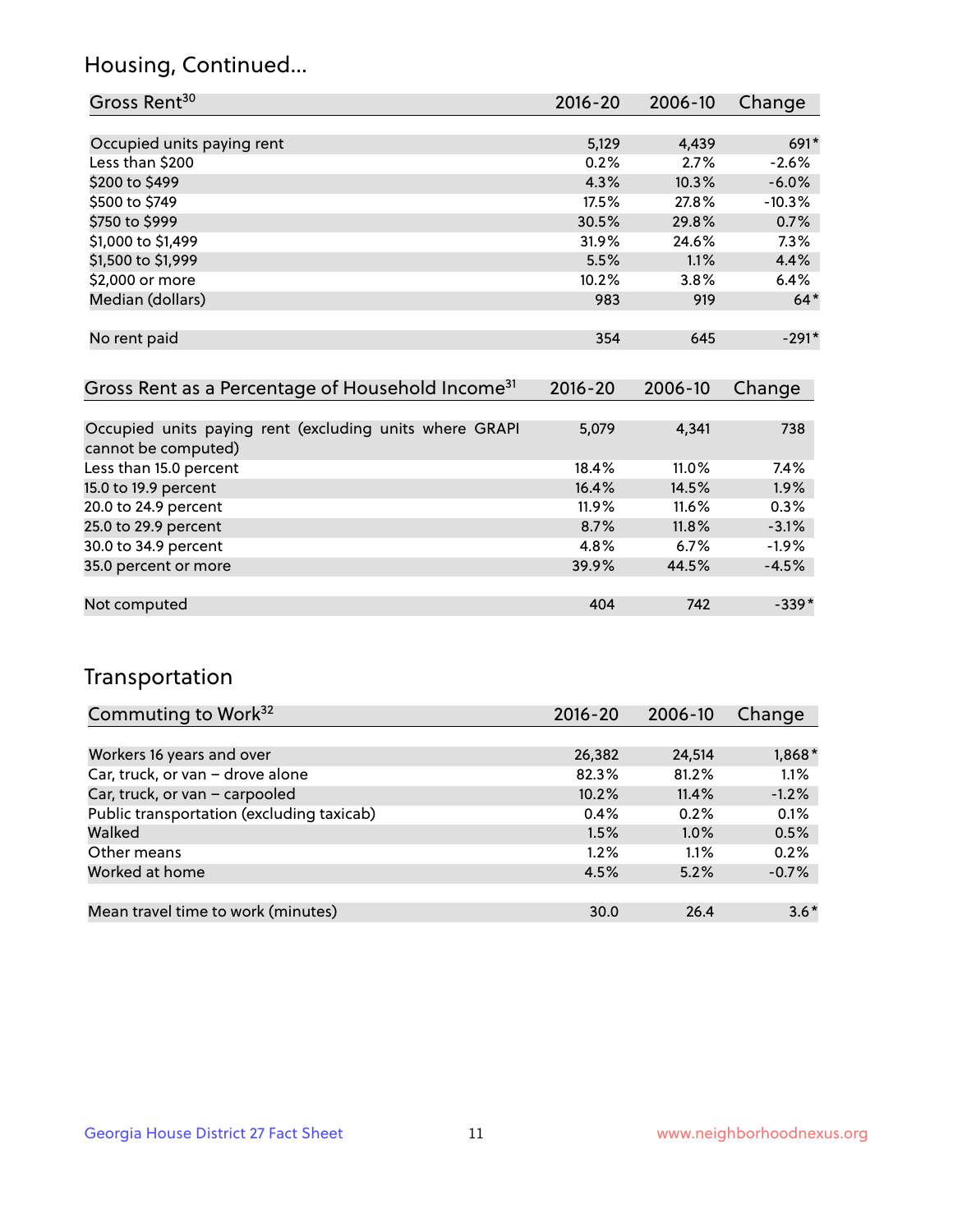## Housing, Continued...

| Gross Rent[30] | 2016-20 | 2006-10 | Change |
|---|---|---|---|
| Occupied units paying rent | 5,129 | 4,439 | 691* |
| Less than $200 | 0.2% | 2.7% | -2.6% |
| $200 to $499 | 4.3% | 10.3% | -6.0% |
| $500 to $749 | 17.5% | 27.8% | -10.3% |
| $750 to $999 | 30.5% | 29.8% | 0.7% |
| $1,000 to $1,499 | 31.9% | 24.6% | 7.3% |
| $1,500 to $1,999 | 5.5% | 1.1% | 4.4% |
| $2,000 or more | 10.2% | 3.8% | 6.4% |
| Median (dollars) | 983 | 919 | 64* |
| No rent paid | 354 | 645 | -291* |

| Gross Rent as a Percentage of Household Income[31] | 2016-20 | 2006-10 | Change |
|---|---|---|---|
| Occupied units paying rent (excluding units where GRAPI cannot be computed) | 5,079 | 4,341 | 738 |
| Less than 15.0 percent | 18.4% | 11.0% | 7.4% |
| 15.0 to 19.9 percent | 16.4% | 14.5% | 1.9% |
| 20.0 to 24.9 percent | 11.9% | 11.6% | 0.3% |
| 25.0 to 29.9 percent | 8.7% | 11.8% | -3.1% |
| 30.0 to 34.9 percent | 4.8% | 6.7% | -1.9% |
| 35.0 percent or more | 39.9% | 44.5% | -4.5% |
| Not computed | 404 | 742 | -339* |

## Transportation

| Commuting to Work[32] | 2016-20 | 2006-10 | Change |
|---|---|---|---|
| Workers 16 years and over | 26,382 | 24,514 | 1,868* |
| Car, truck, or van – drove alone | 82.3% | 81.2% | 1.1% |
| Car, truck, or van – carpooled | 10.2% | 11.4% | -1.2% |
| Public transportation (excluding taxicab) | 0.4% | 0.2% | 0.1% |
| Walked | 1.5% | 1.0% | 0.5% |
| Other means | 1.2% | 1.1% | 0.2% |
| Worked at home | 4.5% | 5.2% | -0.7% |
| Mean travel time to work (minutes) | 30.0 | 26.4 | 3.6* |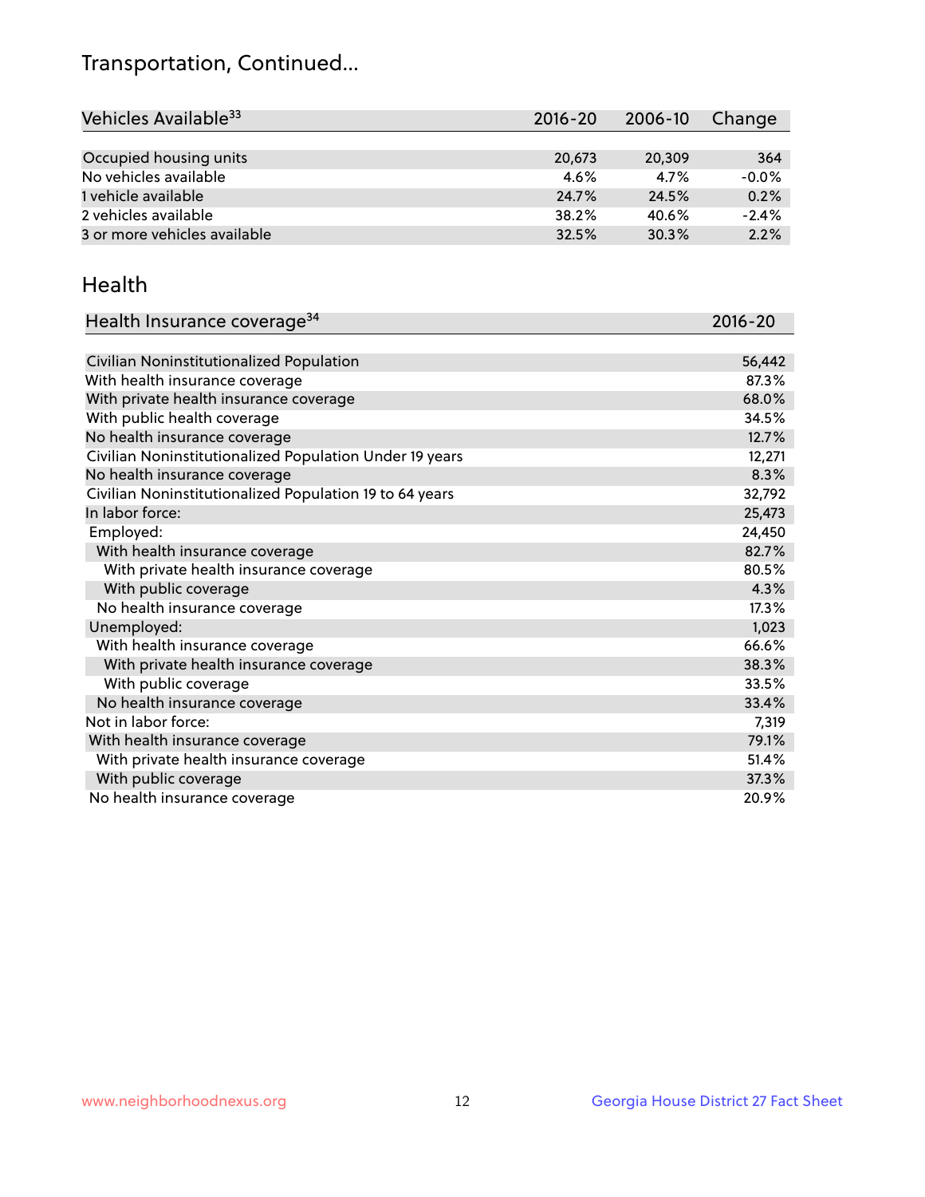# Transportation, Continued...

| Vehicles Available[33] | 2016-20 | 2006-10 | Change |
|---|---|---|---|
| Occupied housing units | 20,673 | 20,309 | 364 |
| No vehicles available | 4.6% | 4.7% | -0.0% |
| 1 vehicle available | 24.7% | 24.5% | 0.2% |
| 2 vehicles available | 38.2% | 40.6% | -2.4% |
| 3 or more vehicles available | 32.5% | 30.3% | 2.2% |

## Health

| Health Insurance coverage[34] | 2016-20 |
|---|---|
| Civilian Noninstitutionalized Population | 56,442 |
| With health insurance coverage | 87.3% |
| With private health insurance coverage | 68.0% |
| With public health coverage | 34.5% |
| No health insurance coverage | 12.7% |
| Civilian Noninstitutionalized Population Under 19 years | 12,271 |
| No health insurance coverage | 8.3% |
| Civilian Noninstitutionalized Population 19 to 64 years | 32,792 |
| In labor force: | 25,473 |
| Employed: | 24,450 |
| With health insurance coverage | 82.7% |
| With private health insurance coverage | 80.5% |
| With public coverage | 4.3% |
| No health insurance coverage | 17.3% |
| Unemployed: | 1,023 |
| With health insurance coverage | 66.6% |
| With private health insurance coverage | 38.3% |
| With public coverage | 33.5% |
| No health insurance coverage | 33.4% |
| Not in labor force: | 7,319 |
| With health insurance coverage | 79.1% |
| With private health insurance coverage | 51.4% |
| With public coverage | 37.3% |
| No health insurance coverage | 20.9% |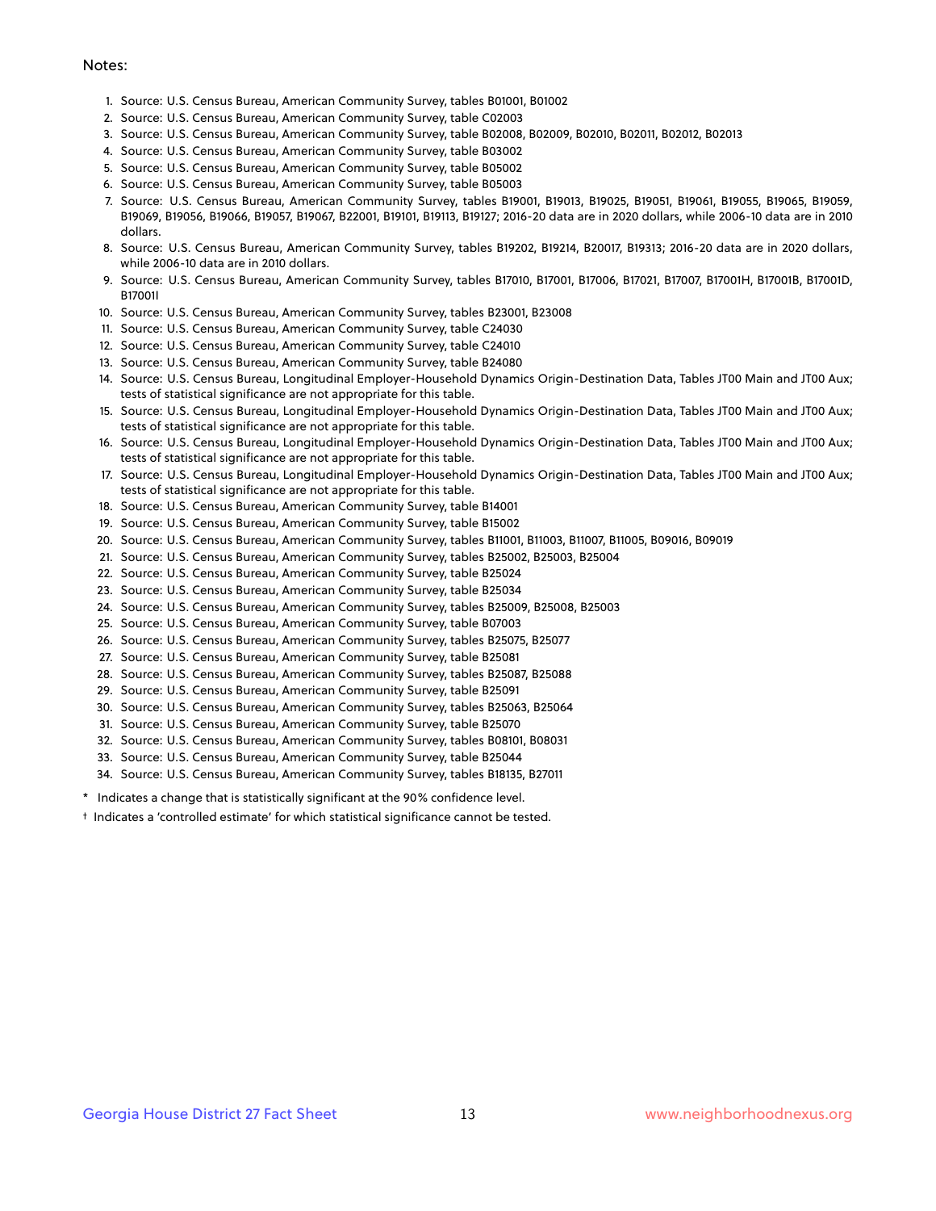Notes:

1. Source: U.S. Census Bureau, American Community Survey, tables B01001, B01002
2. Source: U.S. Census Bureau, American Community Survey, table C02003
3. Source: U.S. Census Bureau, American Community Survey, table B02008, B02009, B02010, B02011, B02012, B02013
4. Source: U.S. Census Bureau, American Community Survey, table B03002
5. Source: U.S. Census Bureau, American Community Survey, table B05002
6. Source: U.S. Census Bureau, American Community Survey, table B05003
7. Source: U.S. Census Bureau, American Community Survey, tables B19001, B19013, B19025, B19051, B19061, B19055, B19065, B19059, B19069, B19056, B19066, B19057, B19067, B22001, B19101, B19113, B19127; 2016-20 data are in 2020 dollars, while 2006-10 data are in 2010 dollars.
8. Source: U.S. Census Bureau, American Community Survey, tables B19202, B19214, B20017, B19313; 2016-20 data are in 2020 dollars, while 2006-10 data are in 2010 dollars.
9. Source: U.S. Census Bureau, American Community Survey, tables B17010, B17001, B17006, B17021, B17007, B17001H, B17001B, B17001D, B17001I
10. Source: U.S. Census Bureau, American Community Survey, tables B23001, B23008
11. Source: U.S. Census Bureau, American Community Survey, table C24030
12. Source: U.S. Census Bureau, American Community Survey, table C24010
13. Source: U.S. Census Bureau, American Community Survey, table B24080
14. Source: U.S. Census Bureau, Longitudinal Employer-Household Dynamics Origin-Destination Data, Tables JT00 Main and JT00 Aux; tests of statistical significance are not appropriate for this table.
15. Source: U.S. Census Bureau, Longitudinal Employer-Household Dynamics Origin-Destination Data, Tables JT00 Main and JT00 Aux; tests of statistical significance are not appropriate for this table.
16. Source: U.S. Census Bureau, Longitudinal Employer-Household Dynamics Origin-Destination Data, Tables JT00 Main and JT00 Aux; tests of statistical significance are not appropriate for this table.
17. Source: U.S. Census Bureau, Longitudinal Employer-Household Dynamics Origin-Destination Data, Tables JT00 Main and JT00 Aux; tests of statistical significance are not appropriate for this table.
18. Source: U.S. Census Bureau, American Community Survey, table B14001
19. Source: U.S. Census Bureau, American Community Survey, table B15002
20. Source: U.S. Census Bureau, American Community Survey, tables B11001, B11003, B11007, B11005, B09016, B09019
21. Source: U.S. Census Bureau, American Community Survey, tables B25002, B25003, B25004
22. Source: U.S. Census Bureau, American Community Survey, table B25024
23. Source: U.S. Census Bureau, American Community Survey, table B25034
24. Source: U.S. Census Bureau, American Community Survey, tables B25009, B25008, B25003
25. Source: U.S. Census Bureau, American Community Survey, table B07003
26. Source: U.S. Census Bureau, American Community Survey, tables B25075, B25077
27. Source: U.S. Census Bureau, American Community Survey, table B25081
28. Source: U.S. Census Bureau, American Community Survey, tables B25087, B25088
29. Source: U.S. Census Bureau, American Community Survey, table B25091
30. Source: U.S. Census Bureau, American Community Survey, tables B25063, B25064
31. Source: U.S. Census Bureau, American Community Survey, table B25070
32. Source: U.S. Census Bureau, American Community Survey, tables B08101, B08031
33. Source: U.S. Census Bureau, American Community Survey, table B25044
34. Source: U.S. Census Bureau, American Community Survey, tables B18135, B27011

\* Indicates a change that is statistically significant at the 90% confidence level.

† Indicates a 'controlled estimate' for which statistical significance cannot be tested.